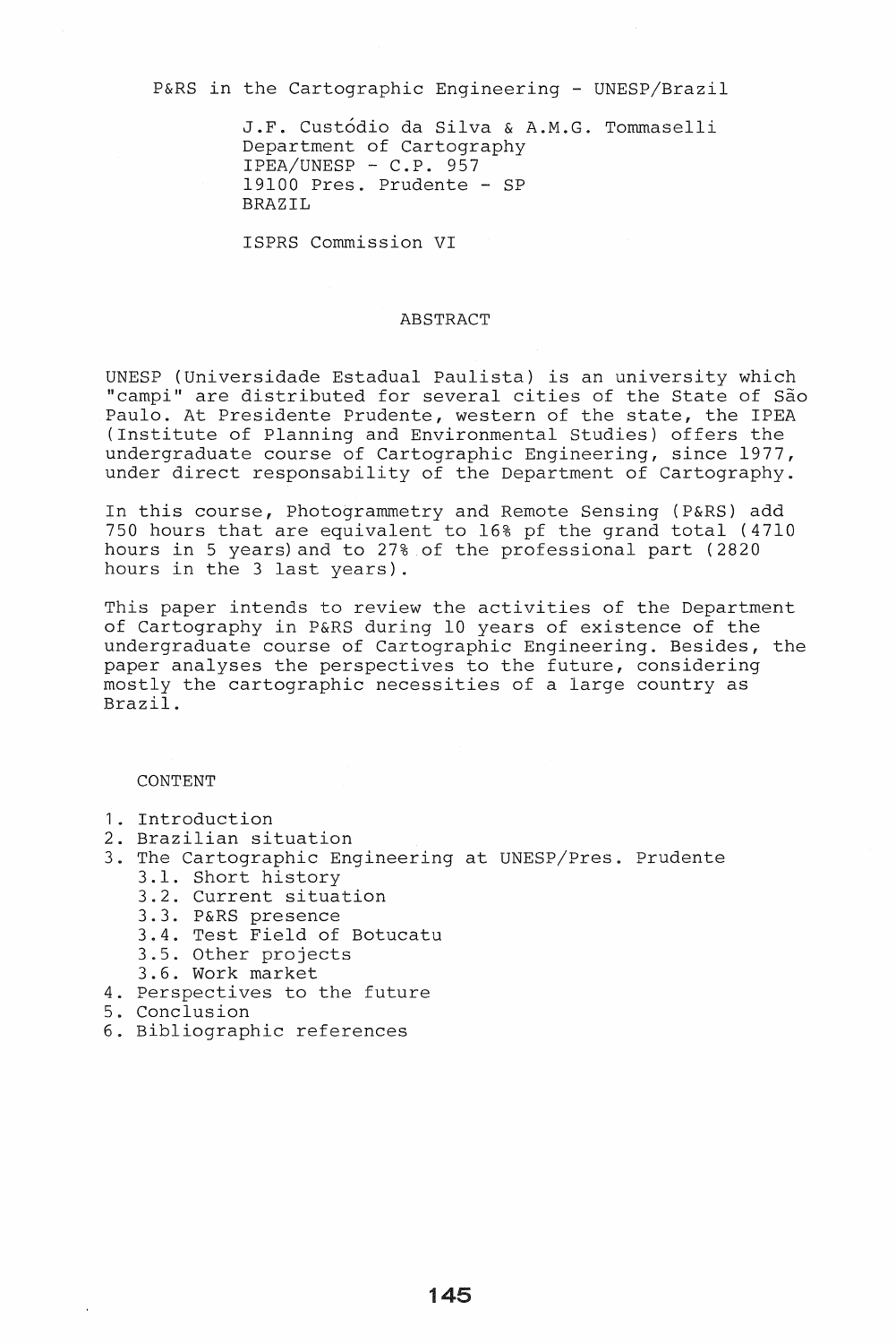# P&RS in the Cartographic Engineering - UNESP/Brazil

J.F. Custódio da Silva & A.M.G. Tommaselli
Department of Cartography
IPEA/UNESP - C.P. 957
19100 Pres. Prudente - SP
BRAZIL

ISPRS Commission VI

## ABSTRACT

UNESP (Universidade Estadual Paulista) is an university which "campi" are distributed for several cities of the State of São Paulo. At Presidente Prudente, western of the state, the IPEA (Institute of Planning and Environmental Studies) offers the undergraduate course of Cartographic Engineering, since 1977, under direct responsability of the Department of Cartography.

In this course, Photogrammetry and Remote Sensing (P&RS) add 750 hours that are equivalent to 16% pf the grand total (4710 hours in 5 years) and to 27% of the professional part (2820 hours in the 3 last years).

This paper intends to review the activities of the Department of Cartography in P&RS during 10 years of existence of the undergraduate course of Cartographic Engineering. Besides, the paper analyses the perspectives to the future, considering mostly the cartographic necessities of a large country as Brazil.

## CONTENT

1. Introduction
2. Brazilian situation
3. The Cartographic Engineering at UNESP/Pres. Prudente
   - 3.1. Short history
   - 3.2. Current situation
   - 3.3. P&RS presence
   - 3.4. Test Field of Botucatu
   - 3.5. Other projects
   - 3.6. Work market
4. Perspectives to the future
5. Conclusion
6. Bibliographic references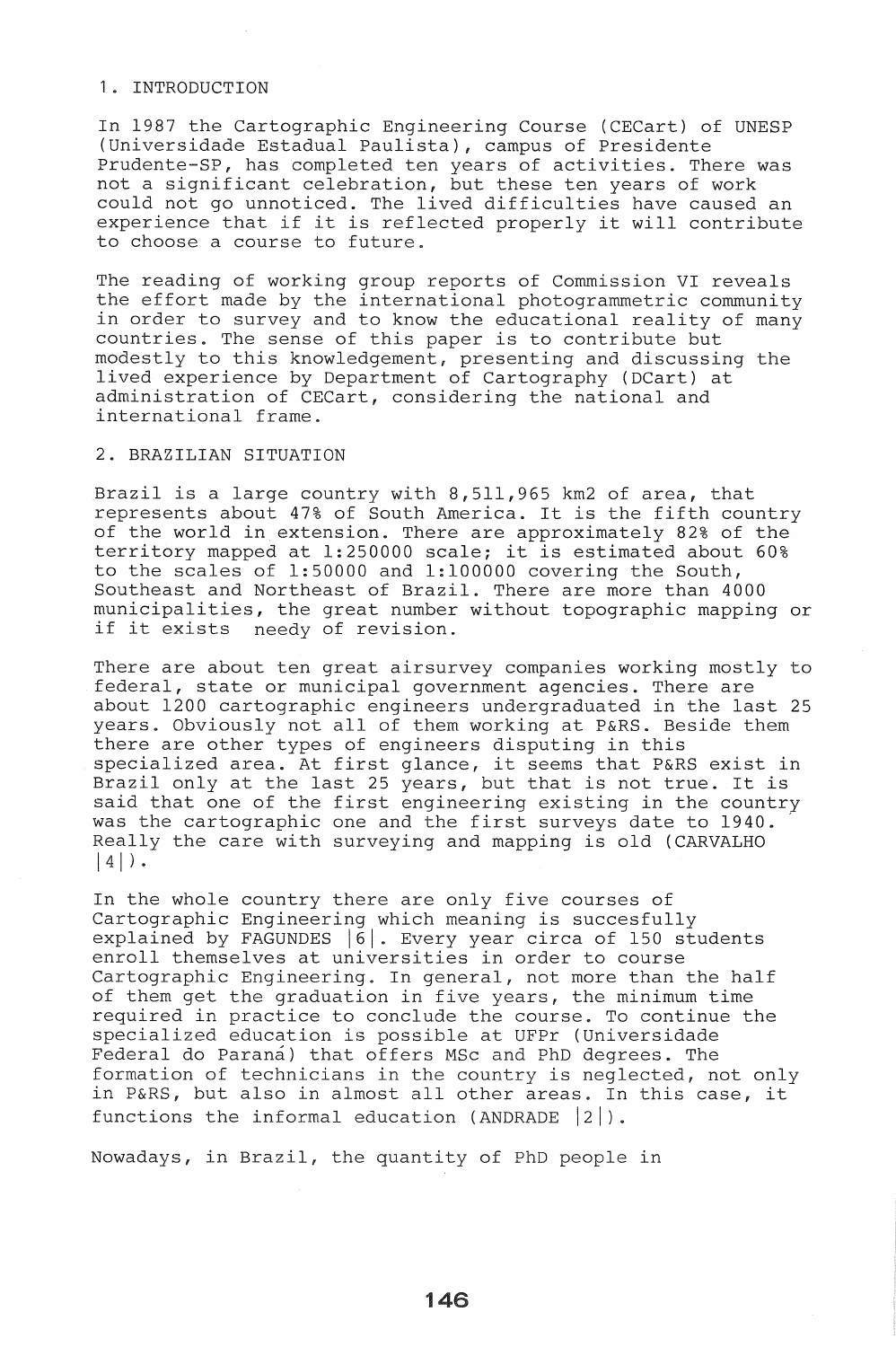## 1. INTRODUCTION

In 1987 the Cartographic Engineering Course (CECart) of UNESP (Universidade Estadual Paulista), campus of Presidente Prudente-SP, has completed ten years of activities. There was not a significant celebration, but these ten years of work could not go unnoticed. The lived difficulties have caused an experience that if it is reflected properly it will contribute to choose a course to future.

The reading of working group reports of Commission VI reveals the effort made by the international photogrammetric community in order to survey and to know the educational reality of many countries. The sense of this paper is to contribute but modestly to this knowledgement, presenting and discussing the lived experience by Department of Cartography (DCart) at administration of CECart, considering the national and international frame.

## 2. BRAZILIAN SITUATION

Brazil is a large country with 8,511,965 km2 of area, that represents about 47% of South America. It is the fifth country of the world in extension. There are approximately 82% of the territory mapped at 1:250000 scale; it is estimated about 60% to the scales of 1:50000 and 1:100000 covering the South, Southeast and Northeast of Brazil. There are more than 4000 municipalities, the great number without topographic mapping or if it exists needy of revision.

There are about ten great airsurvey companies working mostly to federal, state or municipal government agencies. There are about 1200 cartographic engineers undergraduated in the last 25 years. Obviously not all of them working at P&RS. Beside them there are other types of engineers disputing in this specialized area. At first glance, it seems that P&RS exist in Brazil only at the last 25 years, but that is not true. It is said that one of the first engineering existing in the country was the cartographic one and the first surveys date to 1940. Really the care with surveying and mapping is old (CARVALHO |4|).

In the whole country there are only five courses of Cartographic Engineering which meaning is succesfully explained by FAGUNDES |6|. Every year circa of 150 students enroll themselves at universities in order to course Cartographic Engineering. In general, not more than the half of them get the graduation in five years, the minimum time required in practice to conclude the course. To continue the specialized education is possible at UFPr (Universidade Federal do Paraná) that offers MSc and PhD degrees. The formation of technicians in the country is neglected, not only in P&RS, but also in almost all other areas. In this case, it functions the informal education (ANDRADE |2|).

Nowadays, in Brazil, the quantity of PhD people in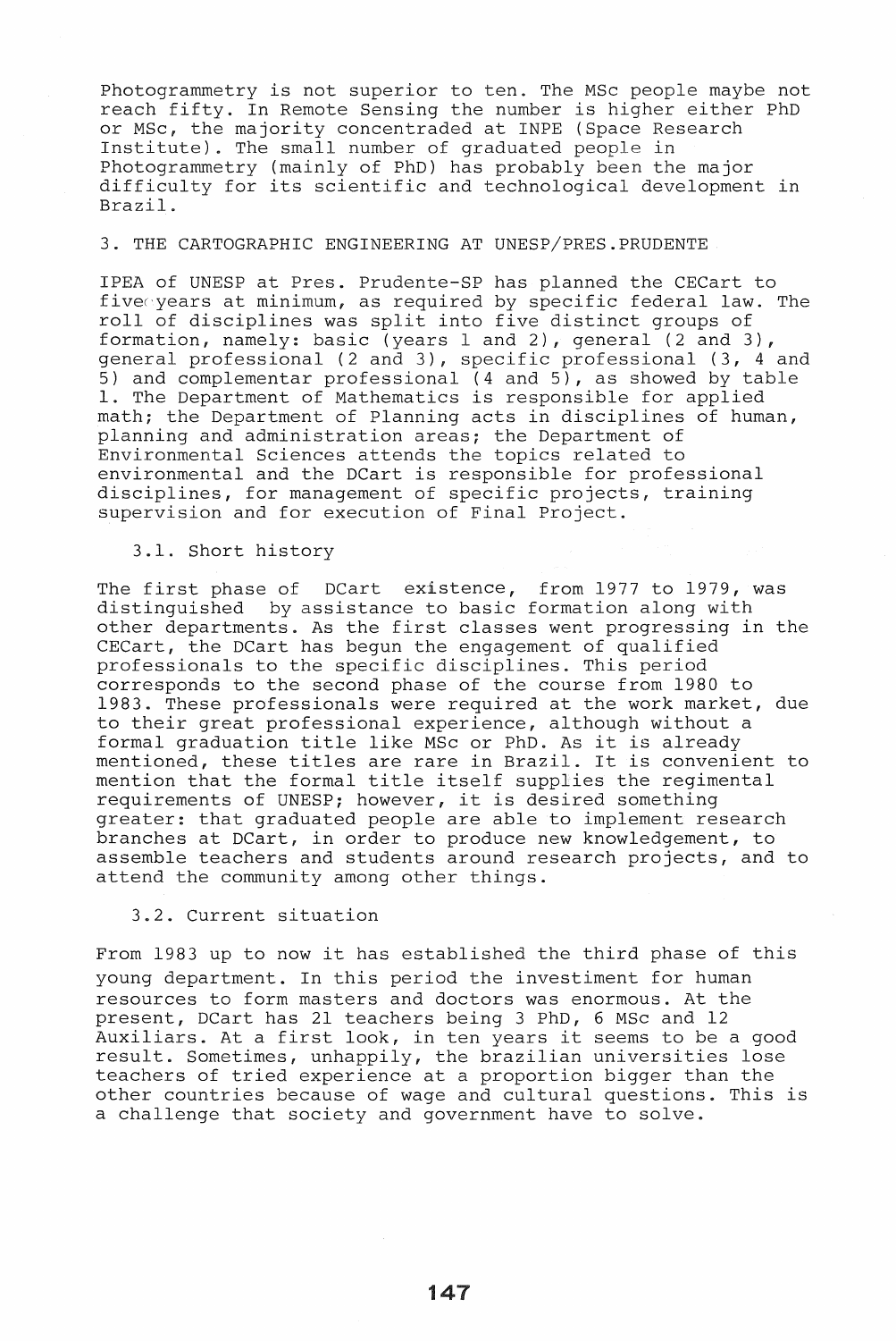Photogrammetry is not superior to ten. The MSc people maybe not reach fifty. In Remote Sensing the number is higher either PhD or MSc, the majority concentraded at INPE (Space Research Institute). The small number of graduated people in Photogrammetry (mainly of PhD) has probably been the major difficulty for its scientific and technological development in Brazil.

## 3. THE CARTOGRAPHIC ENGINEERING AT UNESP/PRES.PRUDENTE

IPEA of UNESP at Pres. Prudente-SP has planned the CECart to five years at minimum, as required by specific federal law. The roll of disciplines was split into five distinct groups of formation, namely: basic (years 1 and 2), general (2 and 3), general professional (2 and 3), specific professional (3, 4 and 5) and complementar professional (4 and 5), as showed by table 1. The Department of Mathematics is responsible for applied math; the Department of Planning acts in disciplines of human, planning and administration areas; the Department of Environmental Sciences attends the topics related to environmental and the DCart is responsible for professional disciplines, for management of specific projects, training supervision and for execution of Final Project.

### 3.1. Short history

The first phase of DCart existence, from 1977 to 1979, was distinguished by assistance to basic formation along with other departments. As the first classes went progressing in the CECart, the DCart has begun the engagement of qualified professionals to the specific disciplines. This period corresponds to the second phase of the course from 1980 to 1983. These professionals were required at the work market, due to their great professional experience, although without a formal graduation title like MSc or PhD. As it is already mentioned, these titles are rare in Brazil. It is convenient to mention that the formal title itself supplies the regimental requirements of UNESP; however, it is desired something greater: that graduated people are able to implement research branches at DCart, in order to produce new knowledgement, to assemble teachers and students around research projects, and to attend the community among other things.

### 3.2. Current situation

From 1983 up to now it has established the third phase of this young department. In this period the investiment for human resources to form masters and doctors was enormous. At the present, DCart has 21 teachers being 3 PhD, 6 MSc and 12 Auxiliars. At a first look, in ten years it seems to be a good result. Sometimes, unhappily, the brazilian universities lose teachers of tried experience at a proportion bigger than the other countries because of wage and cultural questions. This is a challenge that society and government have to solve.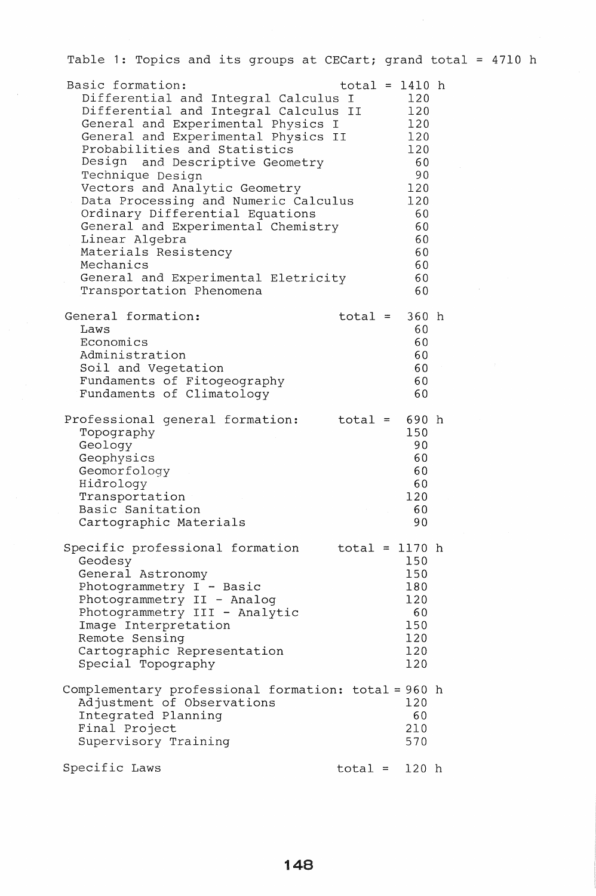Table 1: Topics and its groups at CECart; grand total = 4710 h

| Topic | Hours |
|---|---|
| **Basic formation:** | **total = 1410 h** |
| Differential and Integral Calculus I | 120 |
| Differential and Integral Calculus II | 120 |
| General and Experimental Physics I | 120 |
| General and Experimental Physics II | 120 |
| Probabilities and Statistics | 120 |
| Design and Descriptive Geometry | 60 |
| Technique Design | 90 |
| Vectors and Analytic Geometry | 120 |
| Data Processing and Numeric Calculus | 120 |
| Ordinary Differential Equations | 60 |
| General and Experimental Chemistry | 60 |
| Linear Algebra | 60 |
| Materials Resistency | 60 |
| Mechanics | 60 |
| General and Experimental Eletricity | 60 |
| Transportation Phenomena | 60 |
| **General formation:** | **total = 360 h** |
| Laws | 60 |
| Economics | 60 |
| Administration | 60 |
| Soil and Vegetation | 60 |
| Fundaments of Fitogeography | 60 |
| Fundaments of Climatology | 60 |
| **Professional general formation:** | **total = 690 h** |
| Topography | 150 |
| Geology | 90 |
| Geophysics | 60 |
| Geomorfology | 60 |
| Hidrology | 60 |
| Transportation | 120 |
| Basic Sanitation | 60 |
| Cartographic Materials | 90 |
| **Specific professional formation** | **total = 1170 h** |
| Geodesy | 150 |
| General Astronomy | 150 |
| Photogrammetry I - Basic | 180 |
| Photogrammetry II - Analog | 120 |
| Photogrammetry III - Analytic | 60 |
| Image Interpretation | 150 |
| Remote Sensing | 120 |
| Cartographic Representation | 120 |
| Special Topography | 120 |
| **Complementary professional formation:** | **total = 960 h** |
| Adjustment of Observations | 120 |
| Integrated Planning | 60 |
| Final Project | 210 |
| Supervisory Training | 570 |
| **Specific Laws** | **total = 120 h** |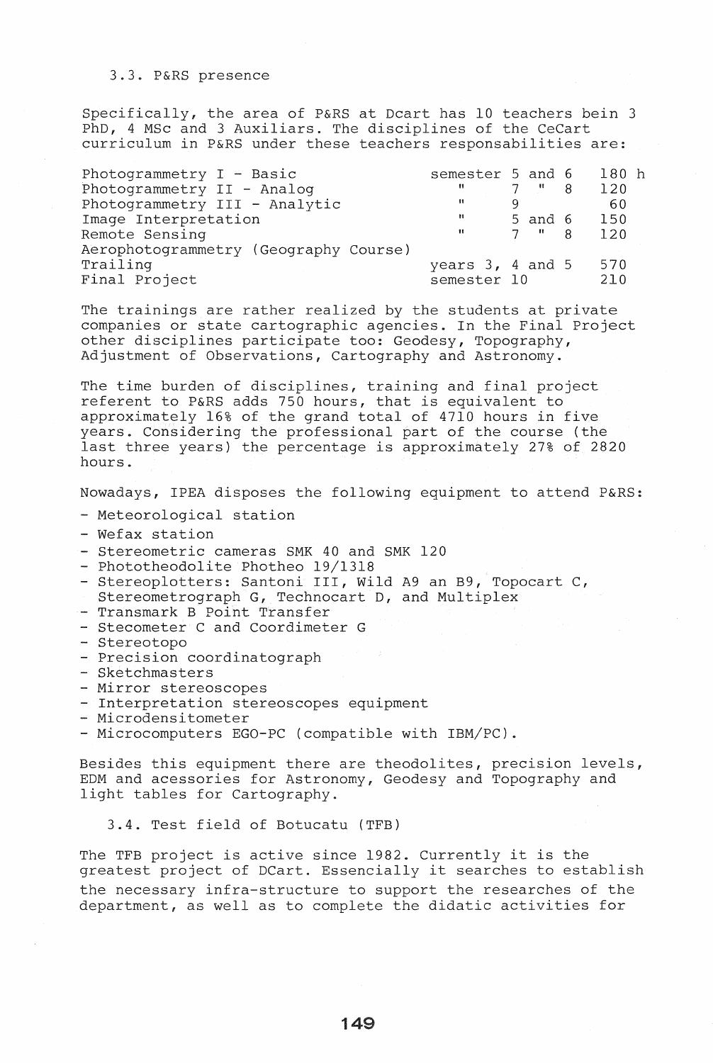### 3.3. P&RS presence

Specifically, the area of P&RS at Dcart has 10 teachers bein 3 PhD, 4 MSc and 3 Auxiliars. The disciplines of the CeCart curriculum in P&RS under these teachers responsabilities are:

| Discipline | Period | Hours |
|---|---|---|
| Photogrammetry I - Basic | semester 5 and 6 | 180 h |
| Photogrammetry II - Analog | " 7 " 8 | 120 |
| Photogrammetry III - Analytic | " 9 | 60 |
| Image Interpretation | " 5 and 6 | 150 |
| Remote Sensing | " 7 " 8 | 120 |
| Aerophotogrammetry (Geography Course) | | |
| Trailing | years 3, 4 and 5 | 570 |
| Final Project | semester 10 | 210 |

The trainings are rather realized by the students at private companies or state cartographic agencies. In the Final Project other disciplines participate too: Geodesy, Topography, Adjustment of Observations, Cartography and Astronomy.

The time burden of disciplines, training and final project referent to P&RS adds 750 hours, that is equivalent to approximately 16% of the grand total of 4710 hours in five years. Considering the professional part of the course (the last three years) the percentage is approximately 27% of 2820 hours.

Nowadays, IPEA disposes the following equipment to attend P&RS:

- Meteorological station
- Wefax station
- Stereometric cameras SMK 40 and SMK 120
- Phototheodolite Photheo 19/1318
- Stereoplotters: Santoni III, Wild A9 an B9, Topocart C, Stereometrograph G, Technocart D, and Multiplex
- Transmark B Point Transfer
- Stecometer C and Coordimeter G
- Stereotopo
- Precision coordinatograph
- Sketchmasters
- Mirror stereoscopes
- Interpretation stereoscopes equipment
- Microdensitometer
- Microcomputers EGO-PC (compatible with IBM/PC).

Besides this equipment there are theodolites, precision levels, EDM and acessories for Astronomy, Geodesy and Topography and light tables for Cartography.

### 3.4. Test field of Botucatu (TFB)

The TFB project is active since 1982. Currently it is the greatest project of DCart. Essencially it searches to establish the necessary infra-structure to support the researches of the department, as well as to complete the didatic activities for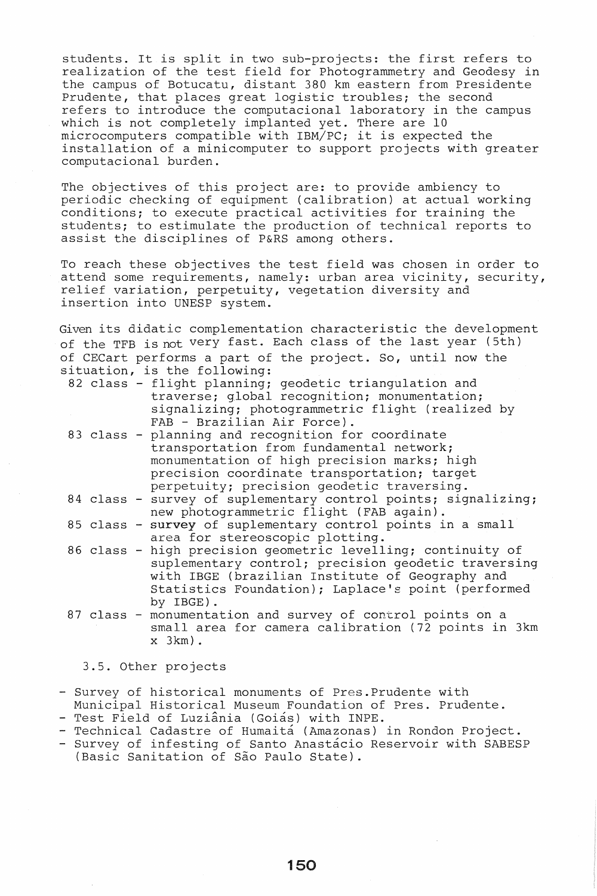students. It is split in two sub-projects: the first refers to realization of the test field for Photogrammetry and Geodesy in the campus of Botucatu, distant 380 km eastern from Presidente Prudente, that places great logistic troubles; the second refers to introduce the computacional laboratory in the campus which is not completely implanted yet. There are 10 microcomputers compatible with IBM/PC; it is expected the installation of a minicomputer to support projects with greater computacional burden.

The objectives of this project are: to provide ambiency to periodic checking of equipment (calibration) at actual working conditions; to execute practical activities for training the students; to estimulate the production of technical reports to assist the disciplines of P&RS among others.

To reach these objectives the test field was chosen in order to attend some requirements, namely: urban area vicinity, security, relief variation, perpetuity, vegetation diversity and insertion into UNESP system.

Given its didatic complementation characteristic the development of the TFB is not very fast. Each class of the last year (5th) of CECart performs a part of the project. So, until now the situation, is the following:

- 82 class - flight planning; geodetic triangulation and traverse; global recognition; monumentation; signalizing; photogrammetric flight (realized by FAB - Brazilian Air Force).
- 83 class - planning and recognition for coordinate transportation from fundamental network; monumentation of high precision marks; high precision coordinate transportation; target perpetuity; precision geodetic traversing.
- 84 class - survey of suplementary control points; signalizing; new photogrammetric flight (FAB again).
- 85 class - **survey** of suplementary control points in a small area for stereoscopic plotting.
- 86 class - high precision geometric levelling; continuity of suplementary control; precision geodetic traversing with IBGE (brazilian Institute of Geography and Statistics Foundation); Laplace's point (performed by IBGE).
- 87 class - monumentation and survey of control points on a small area for camera calibration (72 points in 3km x 3km).

### 3.5. Other projects

- Survey of historical monuments of Pres.Prudente with Municipal Historical Museum Foundation of Pres. Prudente.
- Test Field of Luziânia (Goiás) with INPE.
- Technical Cadastre of Humaitá (Amazonas) in Rondon Project.
- Survey of infesting of Santo Anastácio Reservoir with SABESP (Basic Sanitation of São Paulo State).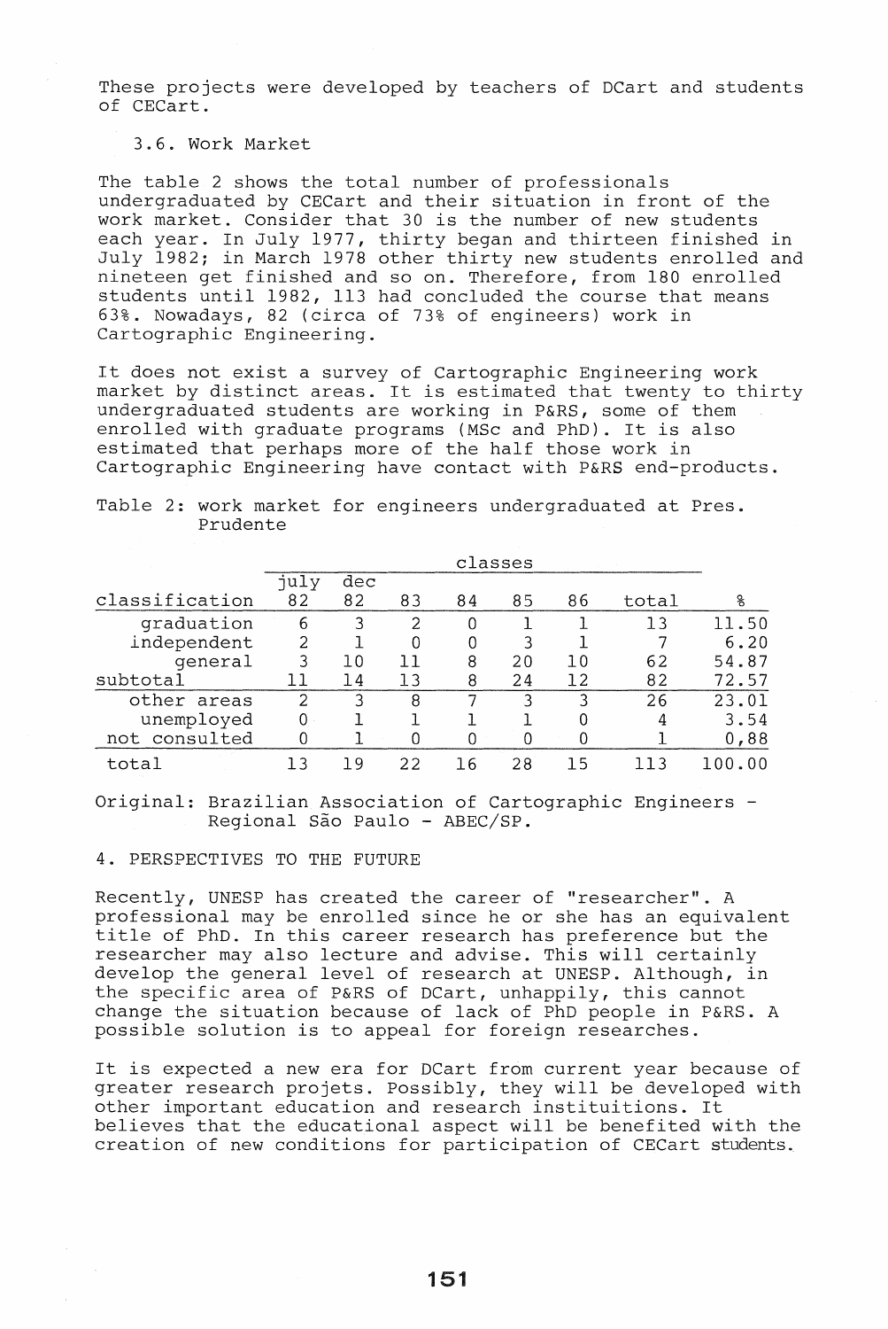These projects were developed by teachers of DCart and students of CECart.

### 3.6. Work Market

The table 2 shows the total number of professionals undergraduated by CECart and their situation in front of the work market. Consider that 30 is the number of new students each year. In July 1977, thirty began and thirteen finished in July 1982; in March 1978 other thirty new students enrolled and nineteen get finished and so on. Therefore, from 180 enrolled students until 1982, 113 had concluded the course that means 63%. Nowadays, 82 (circa of 73% of engineers) work in Cartographic Engineering.

It does not exist a survey of Cartographic Engineering work market by distinct areas. It is estimated that twenty to thirty undergraduated students are working in P&RS, some of them enrolled with graduate programs (MSc and PhD). It is also estimated that perhaps more of the half those work in Cartographic Engineering have contact with P&RS end-products.

Table 2: work market for engineers undergraduated at Pres. Prudente

| | classes | | | | | | | |
|---|---|---|---|---|---|---|---|---|
| classification | july 82 | dec 82 | 83 | 84 | 85 | 86 | total | % |
| graduation | 6 | 3 | 2 | 0 | 1 | 1 | 13 | 11.50 |
| independent | 2 | 1 | 0 | 0 | 3 | 1 | 7 | 6.20 |
| general | 3 | 10 | 11 | 8 | 20 | 10 | 62 | 54.87 |
| subtotal | 11 | 14 | 13 | 8 | 24 | 12 | 82 | 72.57 |
| other areas | 2 | 3 | 8 | 7 | 3 | 3 | 26 | 23.01 |
| unemployed | 0 | 1 | 1 | 1 | 1 | 0 | 4 | 3.54 |
| not consulted | 0 | 1 | 0 | 0 | 0 | 0 | 1 | 0,88 |
| total | 13 | 19 | 22 | 16 | 28 | 15 | 113 | 100.00 |

Original: Brazilian Association of Cartographic Engineers - Regional São Paulo - ABEC/SP.

## 4. PERSPECTIVES TO THE FUTURE

Recently, UNESP has created the career of "researcher". A professional may be enrolled since he or she has an equivalent title of PhD. In this career research has preference but the researcher may also lecture and advise. This will certainly develop the general level of research at UNESP. Although, in the specific area of P&RS of DCart, unhappily, this cannot change the situation because of lack of PhD people in P&RS. A possible solution is to appeal for foreign researches.

It is expected a new era for DCart from current year because of greater research projets. Possibly, they will be developed with other important education and research instituitions. It believes that the educational aspect will be benefited with the creation of new conditions for participation of CECart students.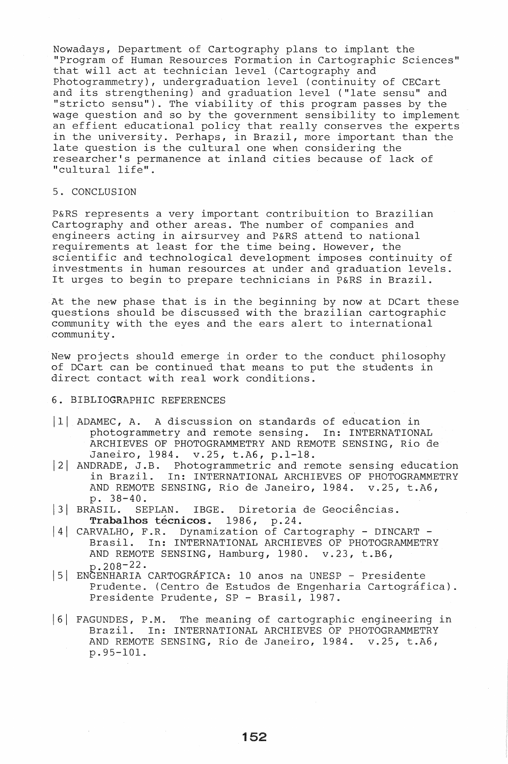Nowadays, Department of Cartography plans to implant the "Program of Human Resources Formation in Cartographic Sciences" that will act at technician level (Cartography and Photogrammetry), undergraduation level (continuity of CECart and its strengthening) and graduation level ("late sensu" and "stricto sensu"). The viability of this program passes by the wage question and so by the government sensibility to implement an effient educational policy that really conserves the experts in the university. Perhaps, in Brazil, more important than the late question is the cultural one when considering the researcher's permanence at inland cities because of lack of "cultural life".

## 5. CONCLUSION

P&RS represents a very important contribuition to Brazilian Cartography and other areas. The number of companies and engineers acting in airsurvey and P&RS attend to national requirements at least for the time being. However, the scientific and technological development imposes continuity of investments in human resources at under and graduation levels. It urges to begin to prepare technicians in P&RS in Brazil.

At the new phase that is in the beginning by now at DCart these questions should be discussed with the brazilian cartographic community with the eyes and the ears alert to international community.

New projects should emerge in order to the conduct philosophy of DCart can be continued that means to put the students in direct contact with real work conditions.

## 6. BIBLIOGRAPHIC REFERENCES

|1| ADAMEC, A. A discussion on standards of education in photogrammetry and remote sensing. In: INTERNATIONAL ARCHIEVES OF PHOTOGRAMMETRY AND REMOTE SENSING, Rio de Janeiro, 1984. v.25, t.A6, p.1-18.

|2| ANDRADE, J.B. Photogrammetric and remote sensing education in Brazil. In: INTERNATIONAL ARCHIEVES OF PHOTOGRAMMETRY AND REMOTE SENSING, Rio de Janeiro, 1984. v.25, t.A6, p. 38-40.

|3| BRASIL. SEPLAN. IBGE. Diretoria de Geociências. **Trabalhos técnicos.** 1986, p.24.

|4| CARVALHO, F.R. Dynamization of Cartography - DINCART - Brasil. In: INTERNATIONAL ARCHIEVES OF PHOTOGRAMMETRY AND REMOTE SENSING, Hamburg, 1980. v.23, t.B6, p.208-22.

|5| ENGENHARIA CARTOGRÁFICA: 10 anos na UNESP - Presidente Prudente. (Centro de Estudos de Engenharia Cartográfica). Presidente Prudente, SP - Brasil, 1987.

|6| FAGUNDES, P.M. The meaning of cartographic engineering in Brazil. In: INTERNATIONAL ARCHIEVES OF PHOTOGRAMMETRY AND REMOTE SENSING, Rio de Janeiro, 1984. v.25, t.A6, p.95-101.